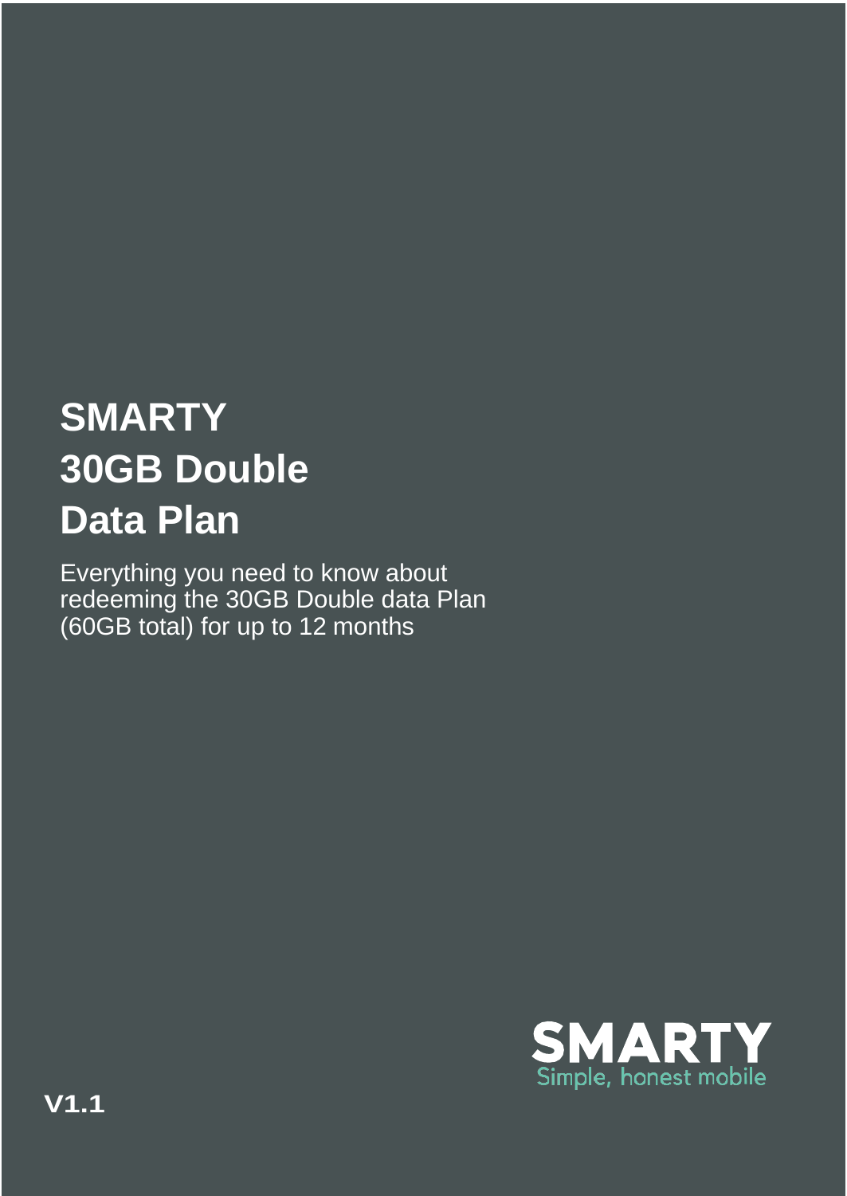# SMARTY 30GB Double Data Plan

Everything you need to know about redeeming the 30GB Double data Plan (60GB total) for up to 12 months

SMARTY
Simple, honest mobile

V1.1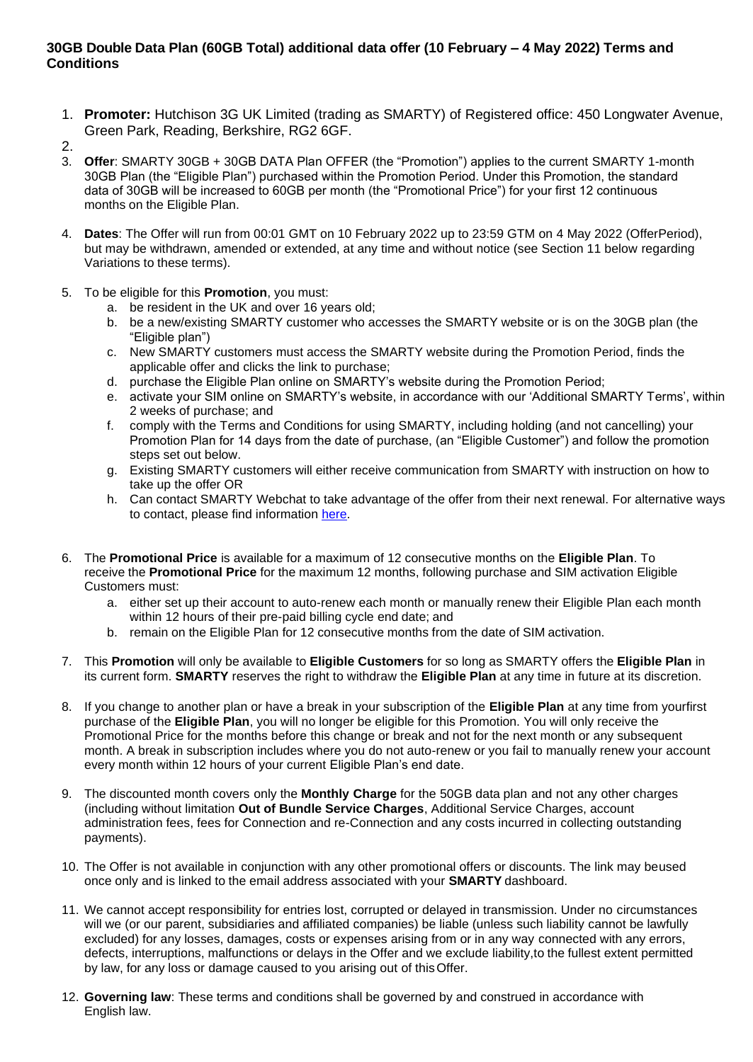**30GB Double Data Plan (60GB Total) additional data offer (10 February – 4 May 2022) Terms and Conditions**

1. **Promoter:** Hutchison 3G UK Limited (trading as SMARTY) of Registered office: 450 Longwater Avenue, Green Park, Reading, Berkshire, RG2 6GF.
2. 
3. **Offer**: SMARTY 30GB + 30GB DATA Plan OFFER (the "Promotion") applies to the current SMARTY 1-month 30GB Plan (the "Eligible Plan") purchased within the Promotion Period. Under this Promotion, the standard data of 30GB will be increased to 60GB per month (the "Promotional Price") for your first 12 continuous months on the Eligible Plan.
4. **Dates**: The Offer will run from 00:01 GMT on 10 February 2022 up to 23:59 GTM on 4 May 2022 (OfferPeriod), but may be withdrawn, amended or extended, at any time and without notice (see Section 11 below regarding Variations to these terms).
5. To be eligible for this **Promotion**, you must:
   a. be resident in the UK and over 16 years old;
   b. be a new/existing SMARTY customer who accesses the SMARTY website or is on the 30GB plan (the "Eligible plan")
   c. New SMARTY customers must access the SMARTY website during the Promotion Period, finds the applicable offer and clicks the link to purchase;
   d. purchase the Eligible Plan online on SMARTY's website during the Promotion Period;
   e. activate your SIM online on SMARTY's website, in accordance with our 'Additional SMARTY Terms', within 2 weeks of purchase; and
   f. comply with the Terms and Conditions for using SMARTY, including holding (and not cancelling) your Promotion Plan for 14 days from the date of purchase, (an "Eligible Customer") and follow the promotion steps set out below.
   g. Existing SMARTY customers will either receive communication from SMARTY with instruction on how to take up the offer OR
   h. Can contact SMARTY Webchat to take advantage of the offer from their next renewal. For alternative ways to contact, please find information here.
6. The **Promotional Price** is available for a maximum of 12 consecutive months on the **Eligible Plan**. To receive the **Promotional Price** for the maximum 12 months, following purchase and SIM activation Eligible Customers must:
   a. either set up their account to auto-renew each month or manually renew their Eligible Plan each month within 12 hours of their pre-paid billing cycle end date; and
   b. remain on the Eligible Plan for 12 consecutive months from the date of SIM activation.
7. This **Promotion** will only be available to **Eligible Customers** for so long as SMARTY offers the **Eligible Plan** in its current form. **SMARTY** reserves the right to withdraw the **Eligible Plan** at any time in future at its discretion.
8. If you change to another plan or have a break in your subscription of the **Eligible Plan** at any time from yourfirst purchase of the **Eligible Plan**, you will no longer be eligible for this Promotion. You will only receive the Promotional Price for the months before this change or break and not for the next month or any subsequent month. A break in subscription includes where you do not auto-renew or you fail to manually renew your account every month within 12 hours of your current Eligible Plan's end date.
9. The discounted month covers only the **Monthly Charge** for the 50GB data plan and not any other charges (including without limitation **Out of Bundle Service Charges**, Additional Service Charges, account administration fees, fees for Connection and re-Connection and any costs incurred in collecting outstanding payments).
10. The Offer is not available in conjunction with any other promotional offers or discounts. The link may beused once only and is linked to the email address associated with your **SMARTY** dashboard.
11. We cannot accept responsibility for entries lost, corrupted or delayed in transmission. Under no circumstances will we (or our parent, subsidiaries and affiliated companies) be liable (unless such liability cannot be lawfully excluded) for any losses, damages, costs or expenses arising from or in any way connected with any errors, defects, interruptions, malfunctions or delays in the Offer and we exclude liability,to the fullest extent permitted by law, for any loss or damage caused to you arising out of this Offer.
12. **Governing law**: These terms and conditions shall be governed by and construed in accordance with English law.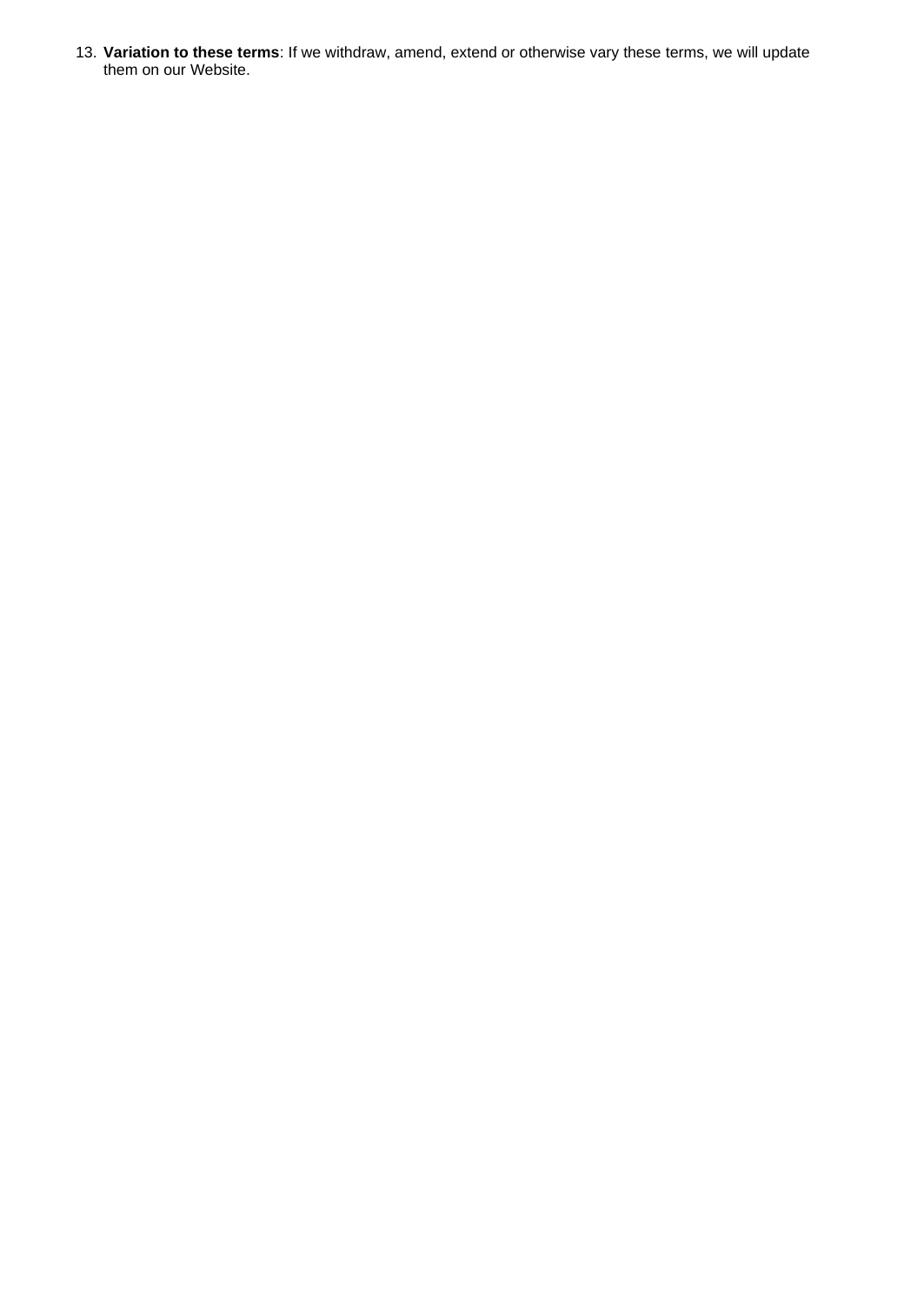13. **Variation to these terms**: If we withdraw, amend, extend or otherwise vary these terms, we will update them on our Website.